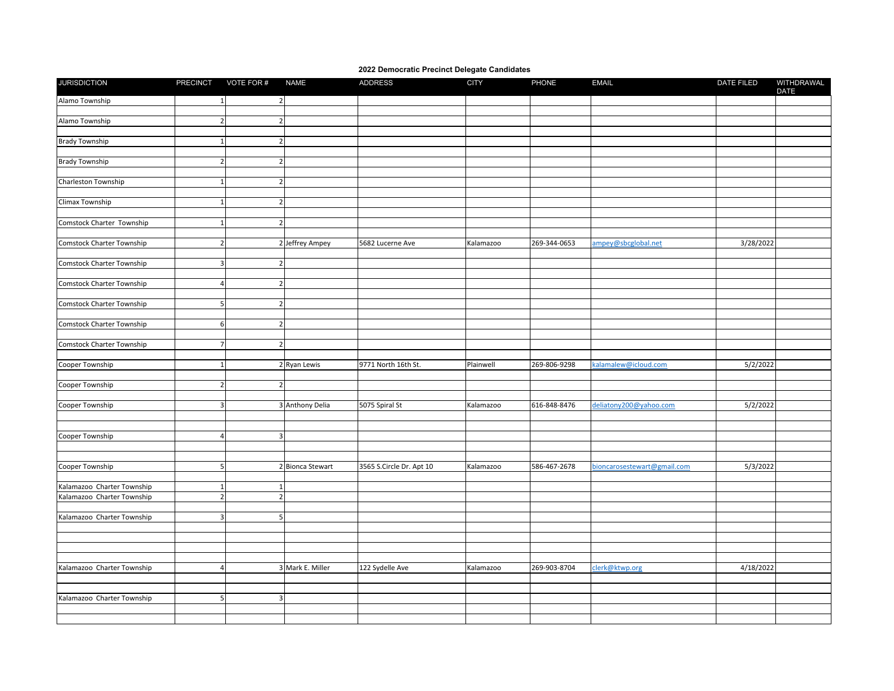**2022 Democratic Precinct Delegate Candidates**

| JURISDICTION | PRECINCT | VOTE FOR # | NAME | ADDRESS | CITY | PHONE | EMAIL | DATE FILED | WITHDRAWAL DATE |
|---|---|---|---|---|---|---|---|---|---|
| Alamo Township | 1 | 2 | | | | | | | |
| | | | | | | | | | |
| Alamo Township | 2 | 2 | | | | | | | |
| | | | | | | | | | |
| Brady Township | 1 | 2 | | | | | | | |
| | | | | | | | | | |
| Brady Township | 2 | 2 | | | | | | | |
| | | | | | | | | | |
| Charleston Township | 1 | 2 | | | | | | | |
| | | | | | | | | | |
| Climax Township | 1 | 2 | | | | | | | |
| | | | | | | | | | |
| Comstock Charter Township | 1 | 2 | | | | | | | |
| | | | | | | | | | |
| Comstock Charter Township | 2 | 2 | Jeffrey Ampey | 5682 Lucerne Ave | Kalamazoo | 269-344-0653 | ampey@sbcglobal.net | 3/28/2022 | |
| | | | | | | | | | |
| Comstock Charter Township | 3 | 2 | | | | | | | |
| | | | | | | | | | |
| Comstock Charter Township | 4 | 2 | | | | | | | |
| | | | | | | | | | |
| Comstock Charter Township | 5 | 2 | | | | | | | |
| | | | | | | | | | |
| Comstock Charter Township | 6 | 2 | | | | | | | |
| | | | | | | | | | |
| Comstock Charter Township | 7 | 2 | | | | | | | |
| | | | | | | | | | |
| Cooper Township | 1 | 2 | Ryan Lewis | 9771 North 16th St. | Plainwell | 269-806-9298 | kalamalew@icloud.com | 5/2/2022 | |
| | | | | | | | | | |
| Cooper Township | 2 | 2 | | | | | | | |
| | | | | | | | | | |
| Cooper Township | 3 | 3 | Anthony Delia | 5075 Spiral St | Kalamazoo | 616-848-8476 | deliatony200@yahoo.com | 5/2/2022 | |
| | | | | | | | | | |
| | | | | | | | | | |
| Cooper Township | 4 | 3 | | | | | | | |
| | | | | | | | | | |
| | | | | | | | | | |
| Cooper Township | 5 | 2 | Bionca Stewart | 3565 S.Circle Dr. Apt 10 | Kalamazoo | 586-467-2678 | bioncarosestewart@gmail.com | 5/3/2022 | |
| | | | | | | | | | |
| Kalamazoo Charter Township | 1 | 1 | | | | | | | |
| Kalamazoo Charter Township | 2 | 2 | | | | | | | |
| | | | | | | | | | |
| Kalamazoo Charter Township | 3 | 5 | | | | | | | |
| | | | | | | | | | |
| | | | | | | | | | |
| | | | | | | | | | |
| | | | | | | | | | |
| Kalamazoo Charter Township | 4 | 3 | Mark E. Miller | 122 Sydelle Ave | Kalamazoo | 269-903-8704 | clerk@ktwp.org | 4/18/2022 | |
| | | | | | | | | | |
| | | | | | | | | | |
| Kalamazoo Charter Township | 5 | 3 | | | | | | | |
| | | | | | | | | | |
| | | | | | | | | | |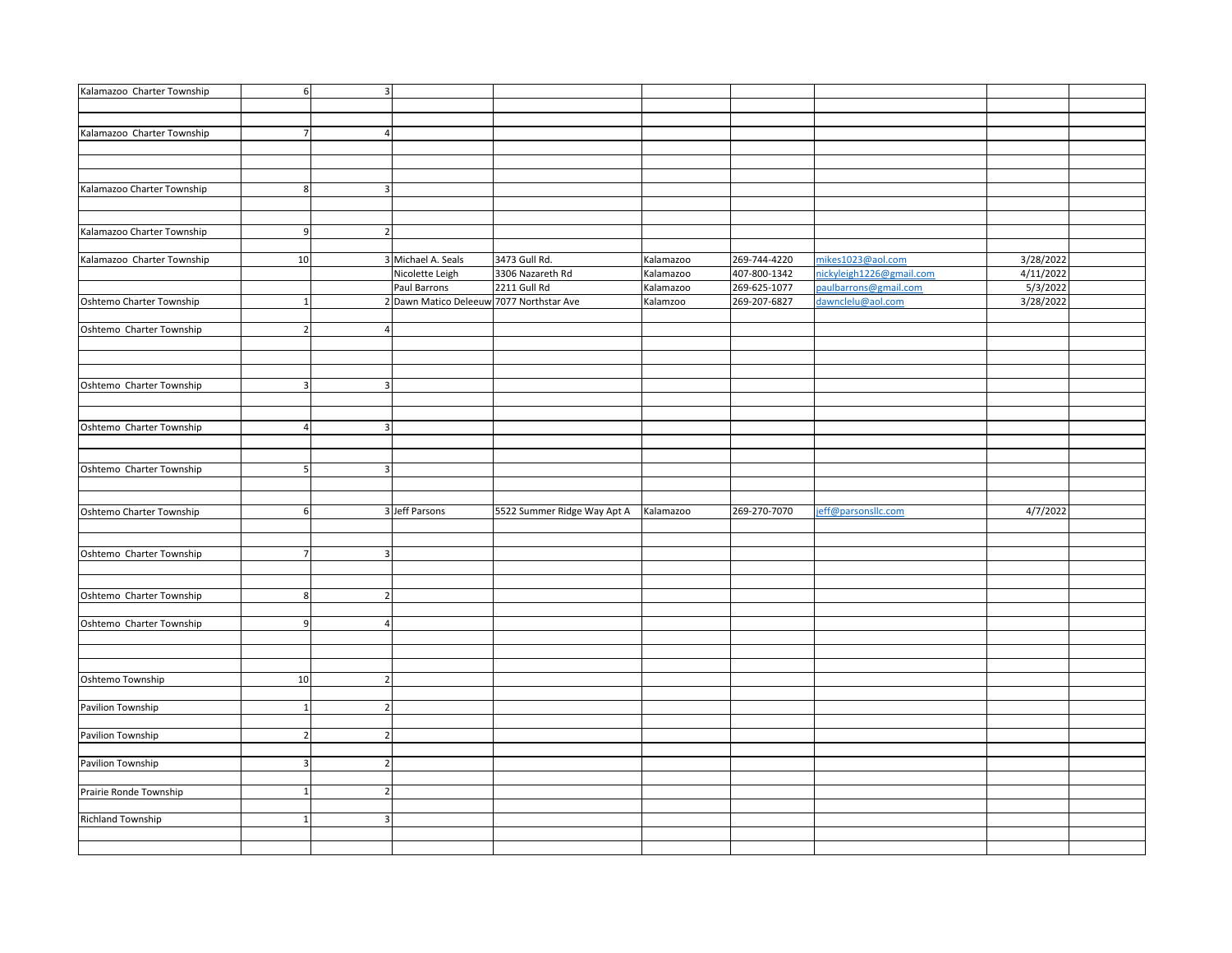| | | | | | | | | | |
|---|---|---|---|---|---|---|---|---|---|
| Kalamazoo Charter Township | 6 | 3 | | | | | | | |
| | | | | | | | | | |
| | | | | | | | | | |
| Kalamazoo Charter Township | 7 | 4 | | | | | | | |
| | | | | | | | | | |
| | | | | | | | | | |
| | | | | | | | | | |
| Kalamazoo Charter Township | 8 | 3 | | | | | | | |
| | | | | | | | | | |
| | | | | | | | | | |
| Kalamazoo Charter Township | 9 | 2 | | | | | | | |
| | | | | | | | | | |
| Kalamazoo Charter Township | 10 | 3 | Michael A. Seals | 3473 Gull Rd. | Kalamazoo | 269-744-4220 | mikes1023@aol.com | 3/28/2022 | |
| | | | Nicolette Leigh | 3306 Nazareth Rd | Kalamazoo | 407-800-1342 | nickyleigh1226@gmail.com | 4/11/2022 | |
| | | | Paul Barrons | 2211 Gull Rd | Kalamazoo | 269-625-1077 | paulbarrons@gmail.com | 5/3/2022 | |
| Oshtemo Charter Township | 1 | 2 | Dawn Matico Deleeuw | 7077 Northstar Ave | Kalamzoo | 269-207-6827 | dawnclelu@aol.com | 3/28/2022 | |
| | | | | | | | | | |
| Oshtemo Charter Township | 2 | 4 | | | | | | | |
| | | | | | | | | | |
| | | | | | | | | | |
| | | | | | | | | | |
| Oshtemo Charter Township | 3 | 3 | | | | | | | |
| | | | | | | | | | |
| | | | | | | | | | |
| Oshtemo Charter Township | 4 | 3 | | | | | | | |
| | | | | | | | | | |
| | | | | | | | | | |
| Oshtemo Charter Township | 5 | 3 | | | | | | | |
| | | | | | | | | | |
| | | | | | | | | | |
| Oshtemo Charter Township | 6 | 3 | Jeff Parsons | 5522 Summer Ridge Way Apt A | Kalamazoo | 269-270-7070 | jeff@parsonsllc.com | 4/7/2022 | |
| | | | | | | | | | |
| | | | | | | | | | |
| Oshtemo Charter Township | 7 | 3 | | | | | | | |
| | | | | | | | | | |
| | | | | | | | | | |
| Oshtemo Charter Township | 8 | 2 | | | | | | | |
| | | | | | | | | | |
| Oshtemo Charter Township | 9 | 4 | | | | | | | |
| | | | | | | | | | |
| | | | | | | | | | |
| | | | | | | | | | |
| Oshtemo Township | 10 | 2 | | | | | | | |
| | | | | | | | | | |
| Pavilion Township | 1 | 2 | | | | | | | |
| | | | | | | | | | |
| Pavilion Township | 2 | 2 | | | | | | | |
| | | | | | | | | | |
| Pavilion Township | 3 | 2 | | | | | | | |
| | | | | | | | | | |
| Prairie Ronde Township | 1 | 2 | | | | | | | |
| | | | | | | | | | |
| Richland Township | 1 | 3 | | | | | | | |
| | | | | | | | | | |
| | | | | | | | | | |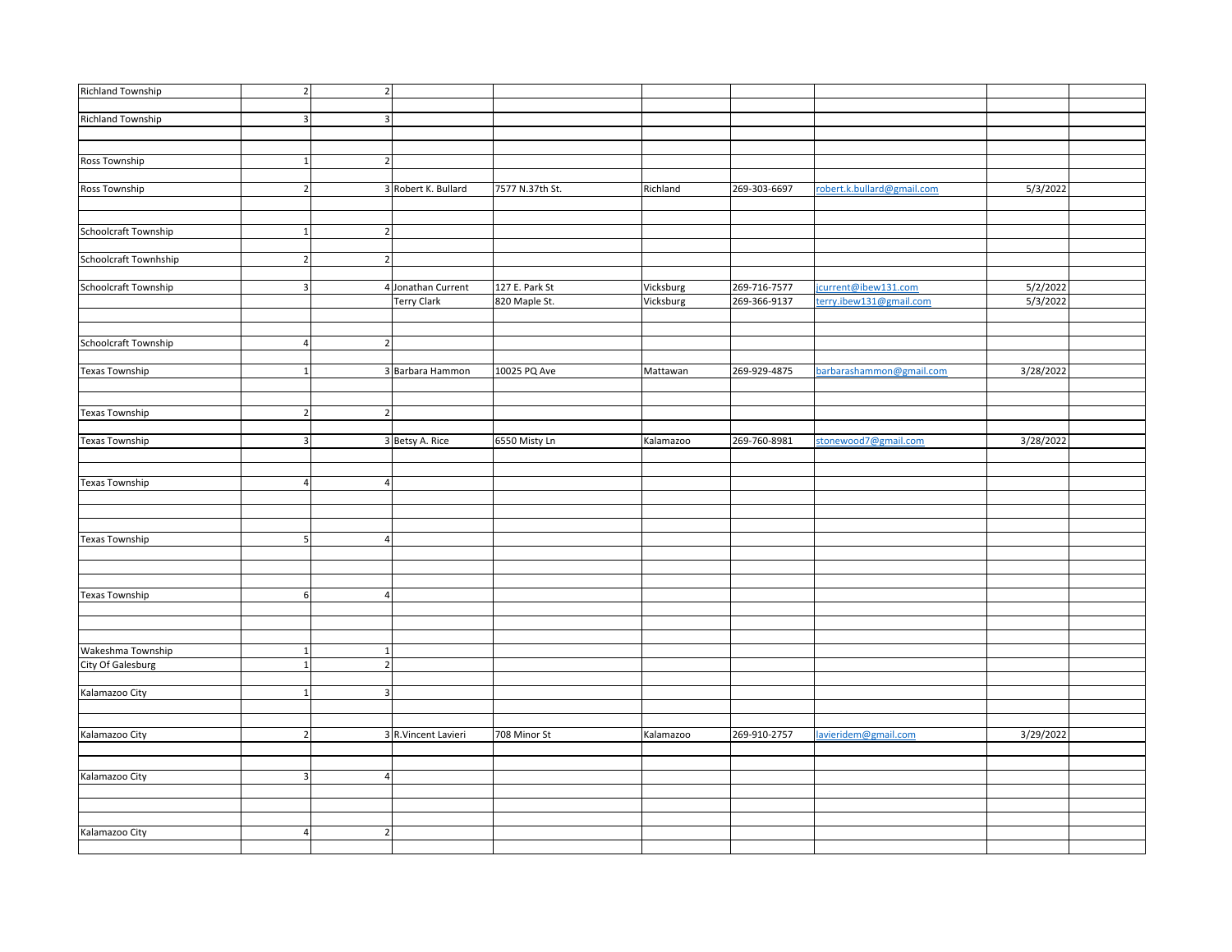| | | | | | | | | | |
|---|---|---|---|---|---|---|---|---|---|
| Richland Township | 2 | 2 | | | | | | | |
| | | | | | | | | | |
| Richland Township | 3 | 3 | | | | | | | |
| | | | | | | | | | |
| | | | | | | | | | |
| Ross Township | 1 | 2 | | | | | | | |
| | | | | | | | | | |
| Ross Township | 2 | 3 | Robert K. Bullard | 7577 N.37th St. | Richland | 269-303-6697 | robert.k.bullard@gmail.com | 5/3/2022 | |
| | | | | | | | | | |
| | | | | | | | | | |
| Schoolcraft Township | 1 | 2 | | | | | | | |
| | | | | | | | | | |
| Schoolcraft Townhship | 2 | 2 | | | | | | | |
| | | | | | | | | | |
| Schoolcraft Township | 3 | 4 | Jonathan Current | 127 E. Park St | Vicksburg | 269-716-7577 | jcurrent@ibew131.com | 5/2/2022 | |
| | | | Terry Clark | 820 Maple St. | Vicksburg | 269-366-9137 | terry.ibew131@gmail.com | 5/3/2022 | |
| | | | | | | | | | |
| | | | | | | | | | |
| Schoolcraft Township | 4 | 2 | | | | | | | |
| | | | | | | | | | |
| Texas Township | 1 | 3 | Barbara Hammon | 10025 PQ Ave | Mattawan | 269-929-4875 | barbarashammon@gmail.com | 3/28/2022 | |
| | | | | | | | | | |
| | | | | | | | | | |
| Texas Township | 2 | 2 | | | | | | | |
| | | | | | | | | | |
| Texas Township | 3 | 3 | Betsy A. Rice | 6550 Misty Ln | Kalamazoo | 269-760-8981 | stonewood7@gmail.com | 3/28/2022 | |
| | | | | | | | | | |
| | | | | | | | | | |
| Texas Township | 4 | 4 | | | | | | | |
| | | | | | | | | | |
| | | | | | | | | | |
| | | | | | | | | | |
| Texas Township | 5 | 4 | | | | | | | |
| | | | | | | | | | |
| | | | | | | | | | |
| | | | | | | | | | |
| Texas Township | 6 | 4 | | | | | | | |
| | | | | | | | | | |
| | | | | | | | | | |
| | | | | | | | | | |
| Wakeshma Township | 1 | 1 | | | | | | | |
| City Of Galesburg | 1 | 2 | | | | | | | |
| | | | | | | | | | |
| Kalamazoo City | 1 | 3 | | | | | | | |
| | | | | | | | | | |
| | | | | | | | | | |
| Kalamazoo City | 2 | 3 | R.Vincent Lavieri | 708 Minor St | Kalamazoo | 269-910-2757 | lavieridem@gmail.com | 3/29/2022 | |
| | | | | | | | | | |
| | | | | | | | | | |
| Kalamazoo City | 3 | 4 | | | | | | | |
| | | | | | | | | | |
| | | | | | | | | | |
| | | | | | | | | | |
| Kalamazoo City | 4 | 2 | | | | | | | |
| | | | | | | | | | |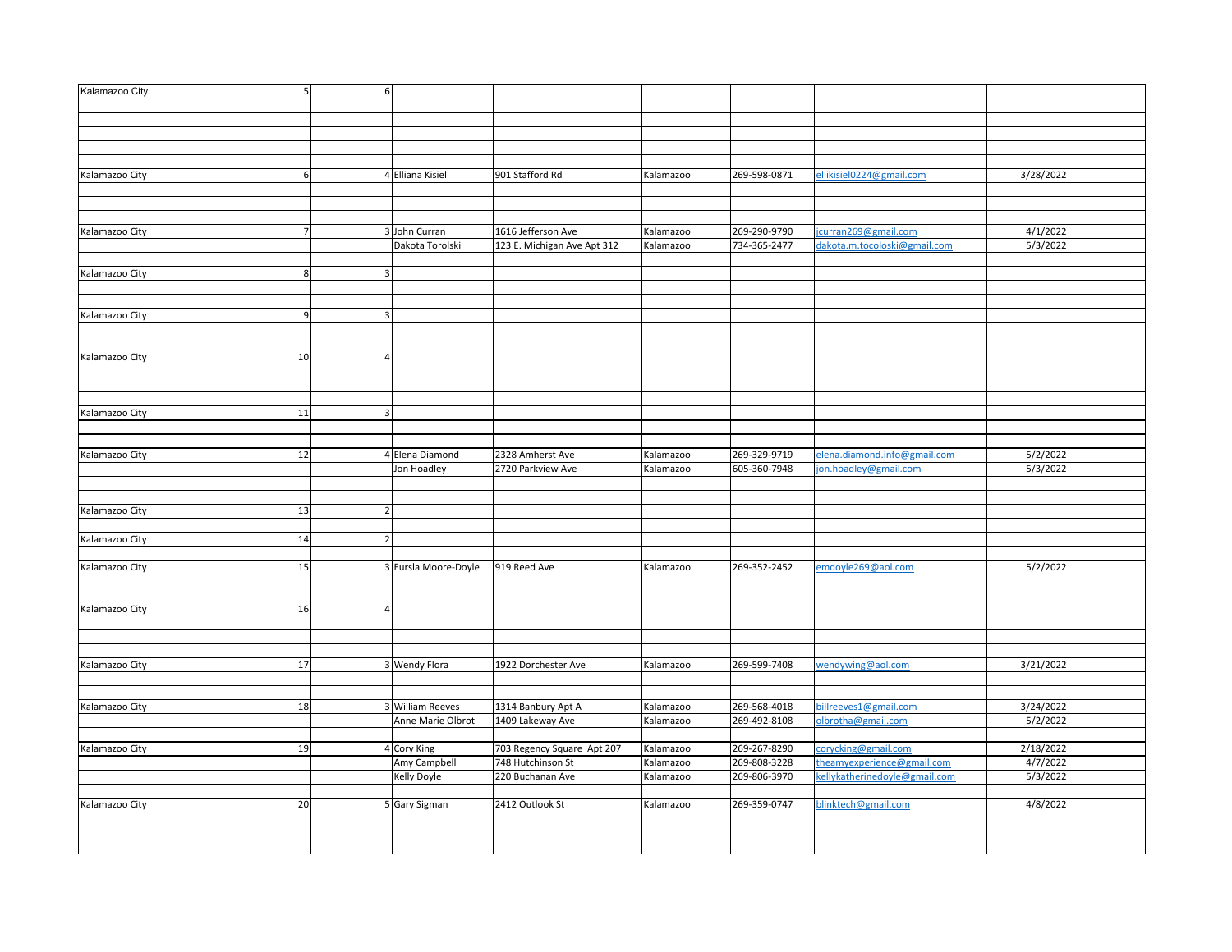| | | | | | | | | | |
|---|---|---|---|---|---|---|---|---|---|
| Kalamazoo City | 5 | 6 | | | | | | | |
| | | | | | | | | | |
| | | | | | | | | | |
| | | | | | | | | | |
| | | | | | | | | | |
| | | | | | | | | | |
| Kalamazoo City | 6 | 4 | Elliana Kisiel | 901 Stafford Rd | Kalamazoo | 269-598-0871 | ellikisiel0224@gmail.com | 3/28/2022 | |
| | | | | | | | | | |
| | | | | | | | | | |
| | | | | | | | | | |
| Kalamazoo City | 7 | 3 | John Curran | 1616 Jefferson Ave | Kalamazoo | 269-290-9790 | jcurran269@gmail.com | 4/1/2022 | |
| | | | Dakota Torolski | 123 E. Michigan Ave Apt 312 | Kalamazoo | 734-365-2477 | dakota.m.tocoloski@gmail.com | 5/3/2022 | |
| | | | | | | | | | |
| Kalamazoo City | 8 | 3 | | | | | | | |
| | | | | | | | | | |
| | | | | | | | | | |
| Kalamazoo City | 9 | 3 | | | | | | | |
| | | | | | | | | | |
| | | | | | | | | | |
| Kalamazoo City | 10 | 4 | | | | | | | |
| | | | | | | | | | |
| | | | | | | | | | |
| | | | | | | | | | |
| Kalamazoo City | 11 | 3 | | | | | | | |
| | | | | | | | | | |
| | | | | | | | | | |
| Kalamazoo City | 12 | 4 | Elena Diamond | 2328 Amherst Ave | Kalamazoo | 269-329-9719 | elena.diamond.info@gmail.com | 5/2/2022 | |
| | | | Jon Hoadley | 2720 Parkview Ave | Kalamazoo | 605-360-7948 | jon.hoadley@gmail.com | 5/3/2022 | |
| | | | | | | | | | |
| | | | | | | | | | |
| Kalamazoo City | 13 | 2 | | | | | | | |
| | | | | | | | | | |
| Kalamazoo City | 14 | 2 | | | | | | | |
| | | | | | | | | | |
| Kalamazoo City | 15 | 3 | Eursla Moore-Doyle | 919 Reed Ave | Kalamazoo | 269-352-2452 | emdoyle269@aol.com | 5/2/2022 | |
| | | | | | | | | | |
| | | | | | | | | | |
| Kalamazoo City | 16 | 4 | | | | | | | |
| | | | | | | | | | |
| | | | | | | | | | |
| | | | | | | | | | |
| Kalamazoo City | 17 | 3 | Wendy Flora | 1922 Dorchester Ave | Kalamazoo | 269-599-7408 | wendywing@aol.com | 3/21/2022 | |
| | | | | | | | | | |
| | | | | | | | | | |
| Kalamazoo City | 18 | 3 | William Reeves | 1314 Banbury Apt A | Kalamazoo | 269-568-4018 | billreeves1@gmail.com | 3/24/2022 | |
| | | | Anne Marie Olbrot | 1409 Lakeway Ave | Kalamazoo | 269-492-8108 | olbrotha@gmail.com | 5/2/2022 | |
| | | | | | | | | | |
| Kalamazoo City | 19 | 4 | Cory King | 703 Regency Square Apt 207 | Kalamazoo | 269-267-8290 | corycking@gmail.com | 2/18/2022 | |
| | | | Amy Campbell | 748 Hutchinson St | Kalamazoo | 269-808-3228 | theamyexperience@gmail.com | 4/7/2022 | |
| | | | Kelly Doyle | 220 Buchanan Ave | Kalamazoo | 269-806-3970 | kellykatherinedoyle@gmail.com | 5/3/2022 | |
| | | | | | | | | | |
| Kalamazoo City | 20 | 5 | Gary Sigman | 2412 Outlook St | Kalamazoo | 269-359-0747 | blinktech@gmail.com | 4/8/2022 | |
| | | | | | | | | | |
| | | | | | | | | | |
| | | | | | | | | | |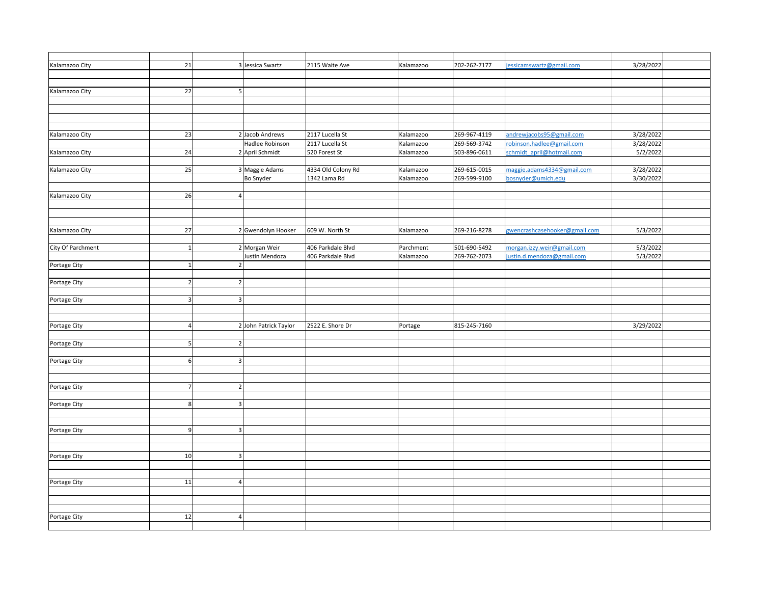| | | | | | | | | | |
|---|---|---|---|---|---|---|---|---|---|
| Kalamazoo City | 21 | 3 | Jessica Swartz | 2115 Waite Ave | Kalamazoo | 202-262-7177 | jessicamswartz@gmail.com | 3/28/2022 | |
| | | | | | | | | | |
| | | | | | | | | | |
| Kalamazoo City | 22 | 5 | | | | | | | |
| | | | | | | | | | |
| | | | | | | | | | |
| | | | | | | | | | |
| | | | | | | | | | |
| Kalamazoo City | 23 | 2 | Jacob Andrews | 2117 Lucella St | Kalamazoo | 269-967-4119 | andrewjacobs95@gmail.com | 3/28/2022 | |
| | | | Hadlee Robinson | 2117 Lucella St | Kalamazoo | 269-569-3742 | robinson.hadlee@gmail.com | 3/28/2022 | |
| Kalamazoo City | 24 | 2 | April Schmidt | 520 Forest St | Kalamazoo | 503-896-0611 | schmidt_april@hotmail.com | 5/2/2022 | |
| | | | | | | | | | |
| Kalamazoo City | 25 | 3 | Maggie Adams | 4334 Old Colony Rd | Kalamazoo | 269-615-0015 | maggie.adams4334@gmail.com | 3/28/2022 | |
| | | | Bo Snyder | 1342 Lama Rd | Kalamazoo | 269-599-9100 | bosnyder@umich.edu | 3/30/2022 | |
| | | | | | | | | | |
| Kalamazoo City | 26 | 4 | | | | | | | |
| | | | | | | | | | |
| | | | | | | | | | |
| | | | | | | | | | |
| Kalamazoo City | 27 | 2 | Gwendolyn Hooker | 609 W. North St | Kalamazoo | 269-216-8278 | gwencrashcasehooker@gmail.com | 5/3/2022 | |
| | | | | | | | | | |
| City Of Parchment | 1 | 2 | Morgan Weir | 406 Parkdale Blvd | Parchment | 501-690-5492 | morgan.izzy.weir@gmail.com | 5/3/2022 | |
| | | | Justin Mendoza | 406 Parkdale Blvd | Kalamazoo | 269-762-2073 | justin.d.mendoza@gmail.com | 5/3/2022 | |
| Portage City | 1 | 2 | | | | | | | |
| | | | | | | | | | |
| Portage City | 2 | 2 | | | | | | | |
| | | | | | | | | | |
| Portage City | 3 | 3 | | | | | | | |
| | | | | | | | | | |
| | | | | | | | | | |
| Portage City | 4 | 2 | John Patrick Taylor | 2522 E. Shore Dr | Portage | 815-245-7160 | | 3/29/2022 | |
| | | | | | | | | | |
| Portage City | 5 | 2 | | | | | | | |
| | | | | | | | | | |
| Portage City | 6 | 3 | | | | | | | |
| | | | | | | | | | |
| | | | | | | | | | |
| Portage City | 7 | 2 | | | | | | | |
| | | | | | | | | | |
| Portage City | 8 | 3 | | | | | | | |
| | | | | | | | | | |
| | | | | | | | | | |
| Portage City | 9 | 3 | | | | | | | |
| | | | | | | | | | |
| | | | | | | | | | |
| Portage City | 10 | 3 | | | | | | | |
| | | | | | | | | | |
| | | | | | | | | | |
| Portage City | 11 | 4 | | | | | | | |
| | | | | | | | | | |
| | | | | | | | | | |
| | | | | | | | | | |
| Portage City | 12 | 4 | | | | | | | |
| | | | | | | | | | |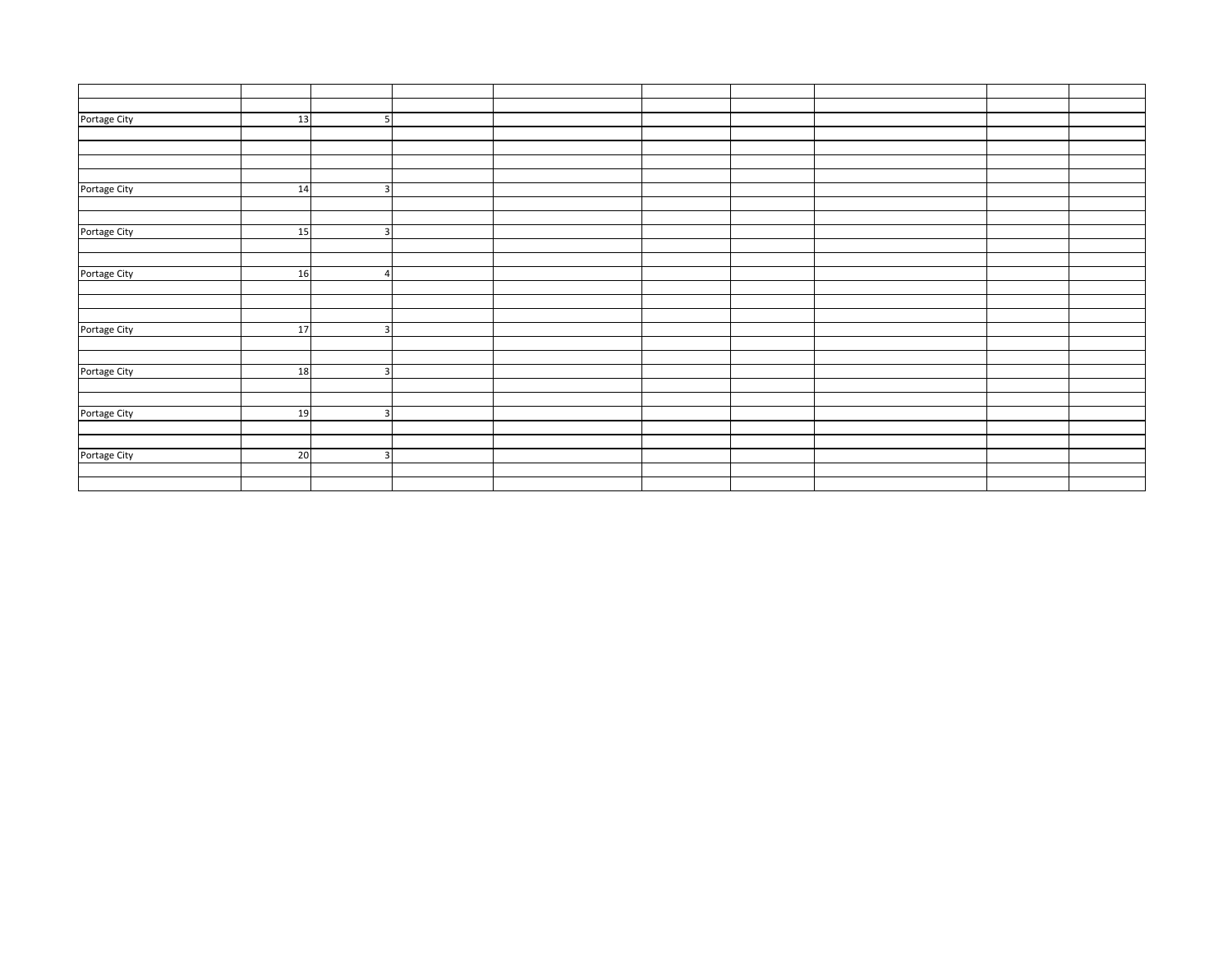| | | | | | | | | | |
|---|---|---|---|---|---|---|---|---|---|
| | | | | | | | | | |
| | | | | | | | | | |
| Portage City | 13 | 5 | | | | | | | |
| | | | | | | | | | |
| | | | | | | | | | |
| | | | | | | | | | |
| | | | | | | | | | |
| Portage City | 14 | 3 | | | | | | | |
| | | | | | | | | | |
| | | | | | | | | | |
| Portage City | 15 | 3 | | | | | | | |
| | | | | | | | | | |
| | | | | | | | | | |
| Portage City | 16 | 4 | | | | | | | |
| | | | | | | | | | |
| | | | | | | | | | |
| | | | | | | | | | |
| Portage City | 17 | 3 | | | | | | | |
| | | | | | | | | | |
| | | | | | | | | | |
| Portage City | 18 | 3 | | | | | | | |
| | | | | | | | | | |
| | | | | | | | | | |
| Portage City | 19 | 3 | | | | | | | |
| | | | | | | | | | |
| | | | | | | | | | |
| Portage City | 20 | 3 | | | | | | | |
| | | | | | | | | | |
| | | | | | | | | | |